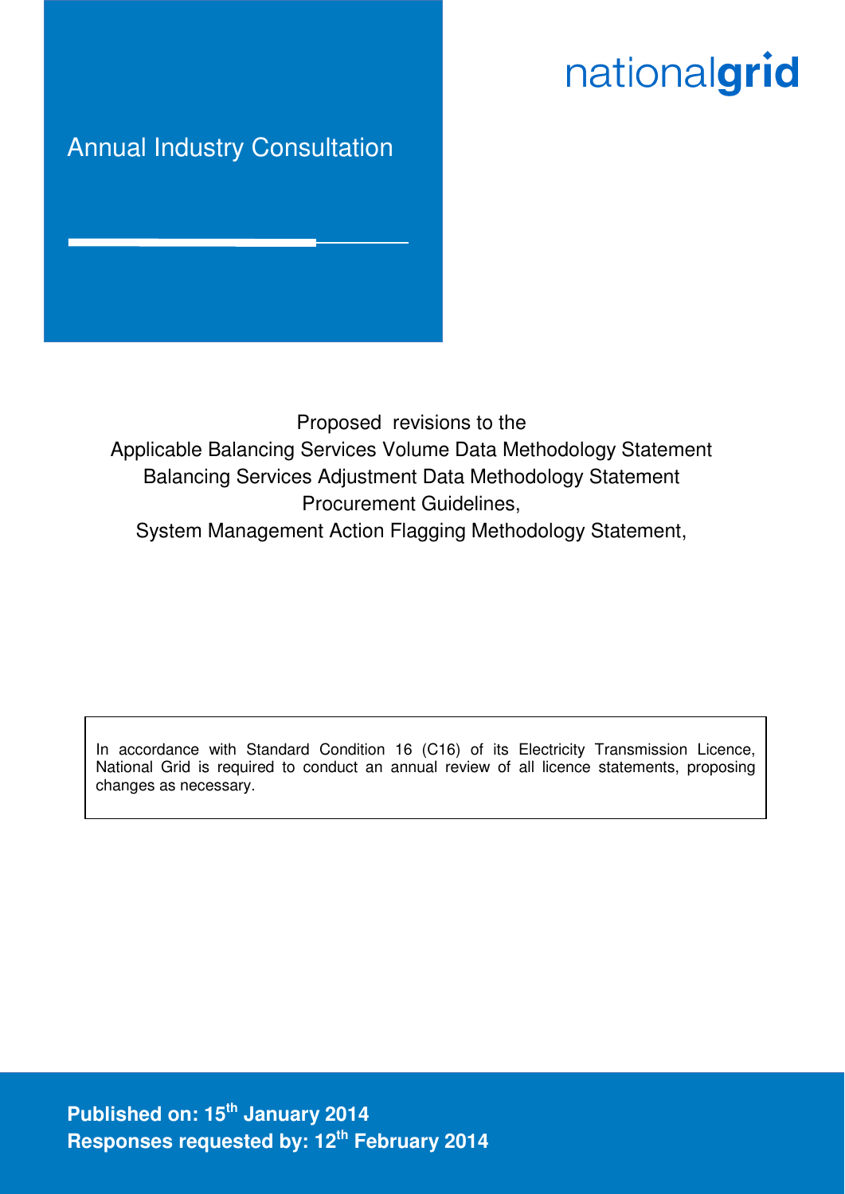nationalgrid

# Annual Industry Consultation

Proposed revisions to the
Applicable Balancing Services Volume Data Methodology Statement
Balancing Services Adjustment Data Methodology Statement
Procurement Guidelines,
System Management Action Flagging Methodology Statement,

In accordance with Standard Condition 16 (C16) of its Electricity Transmission Licence, National Grid is required to conduct an annual review of all licence statements, proposing changes as necessary.

**Published on: 15th January 2014**
**Responses requested by: 12th February 2014**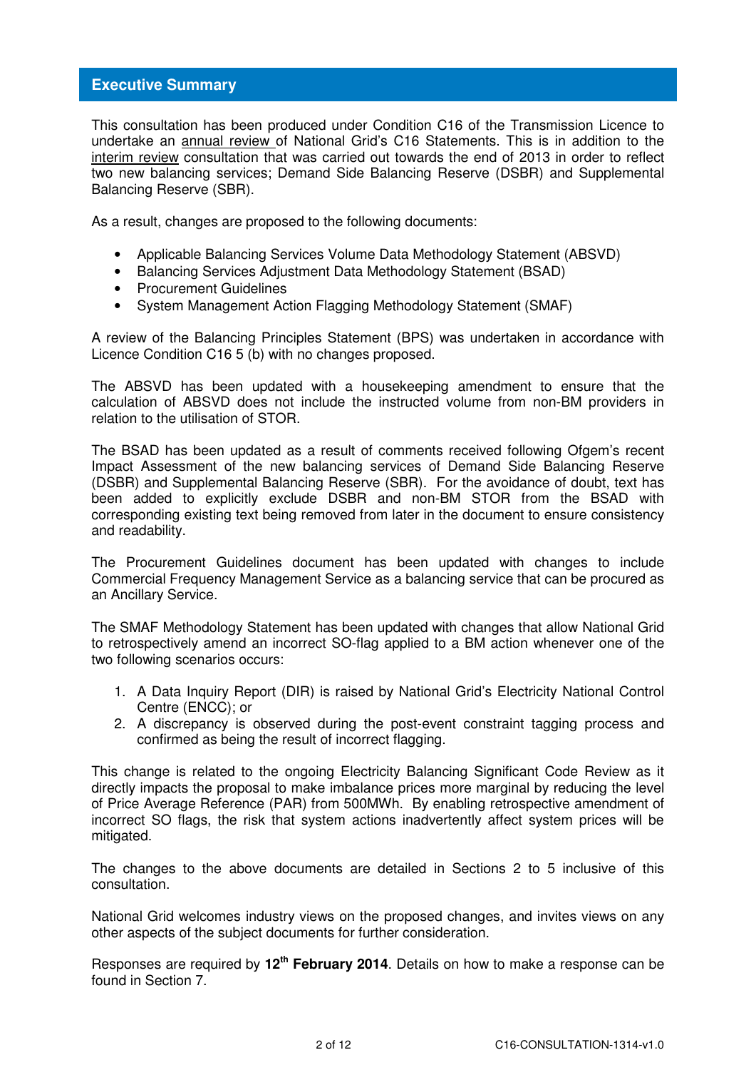## Executive Summary

This consultation has been produced under Condition C16 of the Transmission Licence to undertake an annual review of National Grid's C16 Statements. This is in addition to the interim review consultation that was carried out towards the end of 2013 in order to reflect two new balancing services; Demand Side Balancing Reserve (DSBR) and Supplemental Balancing Reserve (SBR).

As a result, changes are proposed to the following documents:

- Applicable Balancing Services Volume Data Methodology Statement (ABSVD)
- Balancing Services Adjustment Data Methodology Statement (BSAD)
- Procurement Guidelines
- System Management Action Flagging Methodology Statement (SMAF)

A review of the Balancing Principles Statement (BPS) was undertaken in accordance with Licence Condition C16 5 (b) with no changes proposed.

The ABSVD has been updated with a housekeeping amendment to ensure that the calculation of ABSVD does not include the instructed volume from non-BM providers in relation to the utilisation of STOR.

The BSAD has been updated as a result of comments received following Ofgem's recent Impact Assessment of the new balancing services of Demand Side Balancing Reserve (DSBR) and Supplemental Balancing Reserve (SBR). For the avoidance of doubt, text has been added to explicitly exclude DSBR and non-BM STOR from the BSAD with corresponding existing text being removed from later in the document to ensure consistency and readability.

The Procurement Guidelines document has been updated with changes to include Commercial Frequency Management Service as a balancing service that can be procured as an Ancillary Service.

The SMAF Methodology Statement has been updated with changes that allow National Grid to retrospectively amend an incorrect SO-flag applied to a BM action whenever one of the two following scenarios occurs:

1. A Data Inquiry Report (DIR) is raised by National Grid's Electricity National Control Centre (ENCC); or
2. A discrepancy is observed during the post-event constraint tagging process and confirmed as being the result of incorrect flagging.

This change is related to the ongoing Electricity Balancing Significant Code Review as it directly impacts the proposal to make imbalance prices more marginal by reducing the level of Price Average Reference (PAR) from 500MWh. By enabling retrospective amendment of incorrect SO flags, the risk that system actions inadvertently affect system prices will be mitigated.

The changes to the above documents are detailed in Sections 2 to 5 inclusive of this consultation.

National Grid welcomes industry views on the proposed changes, and invites views on any other aspects of the subject documents for further consideration.

Responses are required by **12th February 2014**. Details on how to make a response can be found in Section 7.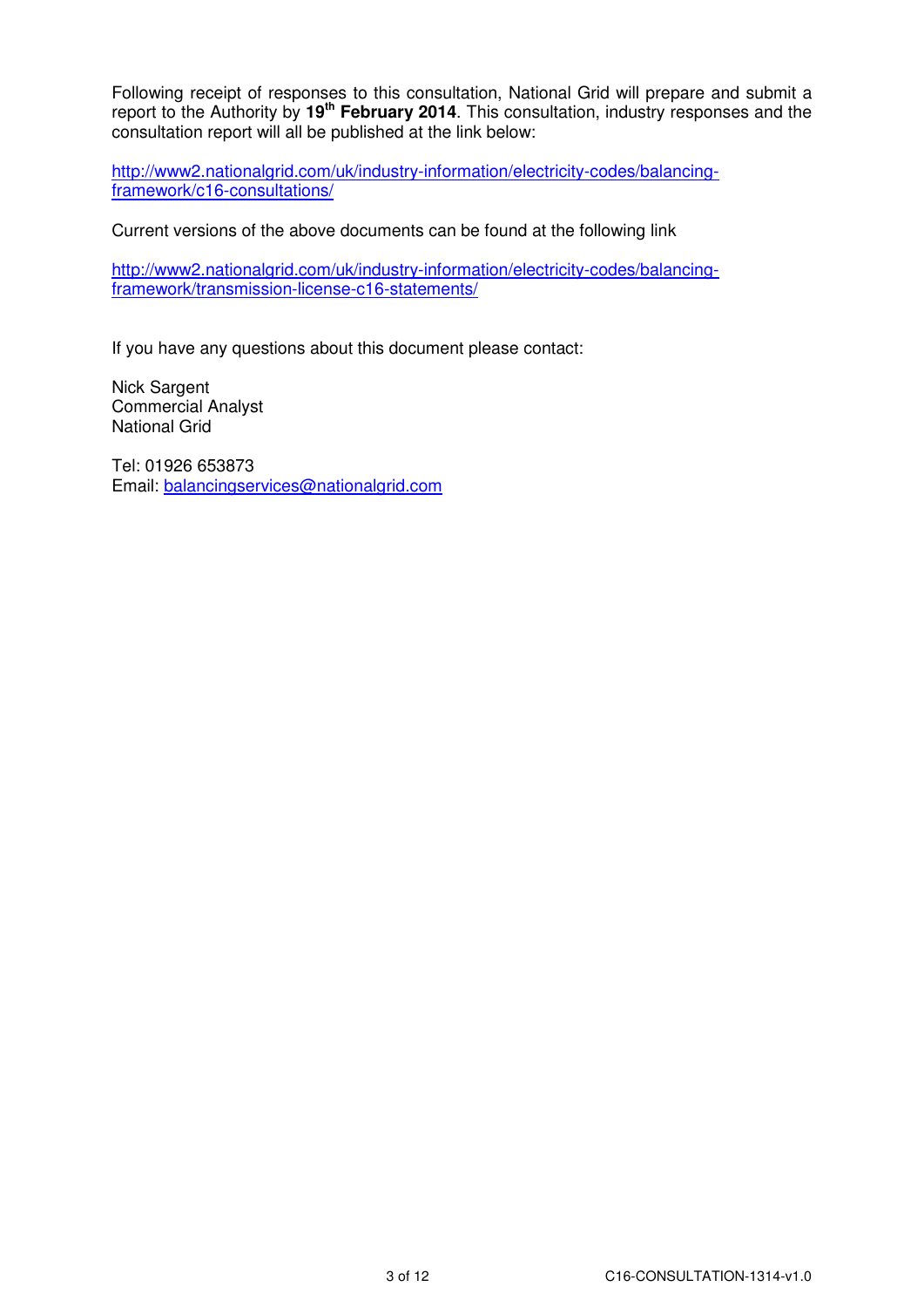Following receipt of responses to this consultation, National Grid will prepare and submit a report to the Authority by **19th February 2014**. This consultation, industry responses and the consultation report will all be published at the link below:

http://www2.nationalgrid.com/uk/industry-information/electricity-codes/balancing-framework/c16-consultations/

Current versions of the above documents can be found at the following link

http://www2.nationalgrid.com/uk/industry-information/electricity-codes/balancing-framework/transmission-license-c16-statements/

If you have any questions about this document please contact:

Nick Sargent
Commercial Analyst
National Grid

Tel: 01926 653873
Email: balancingservices@nationalgrid.com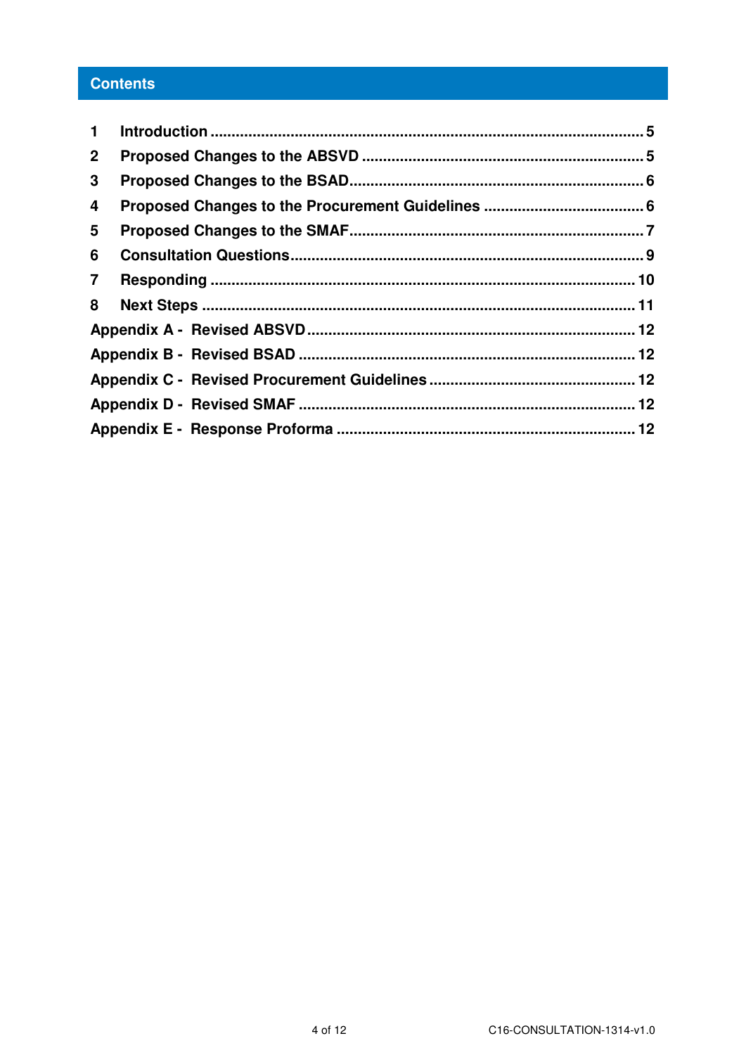# Contents

1 Introduction ........................................................................................................ 5
2 Proposed Changes to the ABSVD .................................................................... 5
3 Proposed Changes to the BSAD...................................................................... 6
4 Proposed Changes to the Procurement Guidelines ....................................... 6
5 Proposed Changes to the SMAF...................................................................... 7
6 Consultation Questions.................................................................................... 9
7 Responding ..................................................................................................... 10
8 Next Steps ....................................................................................................... 11
Appendix A - Revised ABSVD.............................................................................. 12
Appendix B - Revised BSAD ................................................................................ 12
Appendix C - Revised Procurement Guidelines .................................................. 12
Appendix D - Revised SMAF ................................................................................ 12
Appendix E - Response Proforma ....................................................................... 12

C16-CONSULTATION-1314-v1.0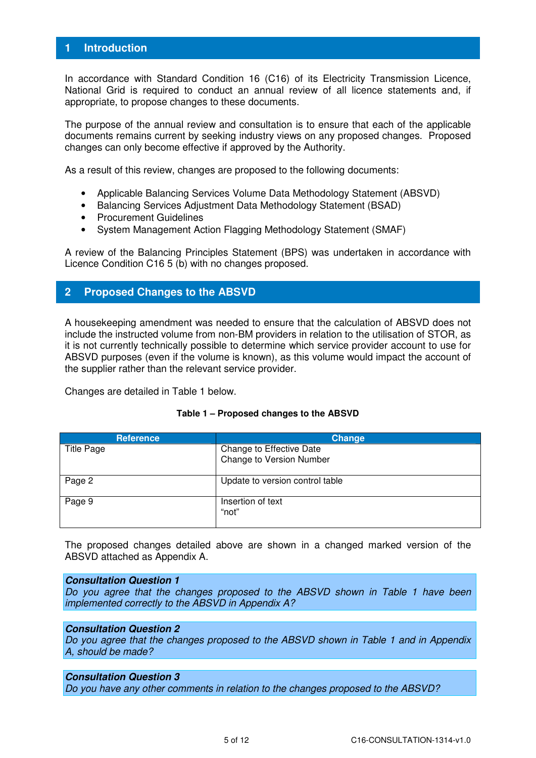# 1 Introduction

In accordance with Standard Condition 16 (C16) of its Electricity Transmission Licence, National Grid is required to conduct an annual review of all licence statements and, if appropriate, to propose changes to these documents.

The purpose of the annual review and consultation is to ensure that each of the applicable documents remains current by seeking industry views on any proposed changes. Proposed changes can only become effective if approved by the Authority.

As a result of this review, changes are proposed to the following documents:

- Applicable Balancing Services Volume Data Methodology Statement (ABSVD)
- Balancing Services Adjustment Data Methodology Statement (BSAD)
- Procurement Guidelines
- System Management Action Flagging Methodology Statement (SMAF)

A review of the Balancing Principles Statement (BPS) was undertaken in accordance with Licence Condition C16 5 (b) with no changes proposed.

# 2 Proposed Changes to the ABSVD

A housekeeping amendment was needed to ensure that the calculation of ABSVD does not include the instructed volume from non-BM providers in relation to the utilisation of STOR, as it is not currently technically possible to determine which service provider account to use for ABSVD purposes (even if the volume is known), as this volume would impact the account of the supplier rather than the relevant service provider.

Changes are detailed in Table 1 below.

**Table 1 – Proposed changes to the ABSVD**

| Reference | Change |
|---|---|
| Title Page | Change to Effective Date<br>Change to Version Number |
| Page 2 | Update to version control table |
| Page 9 | Insertion of text<br>“not” |

The proposed changes detailed above are shown in a changed marked version of the ABSVD attached as Appendix A.

***Consultation Question 1***
*Do you agree that the changes proposed to the ABSVD shown in Table 1 have been implemented correctly to the ABSVD in Appendix A?*

***Consultation Question 2***
*Do you agree that the changes proposed to the ABSVD shown in Table 1 and in Appendix A, should be made?*

***Consultation Question 3***
*Do you have any other comments in relation to the changes proposed to the ABSVD?*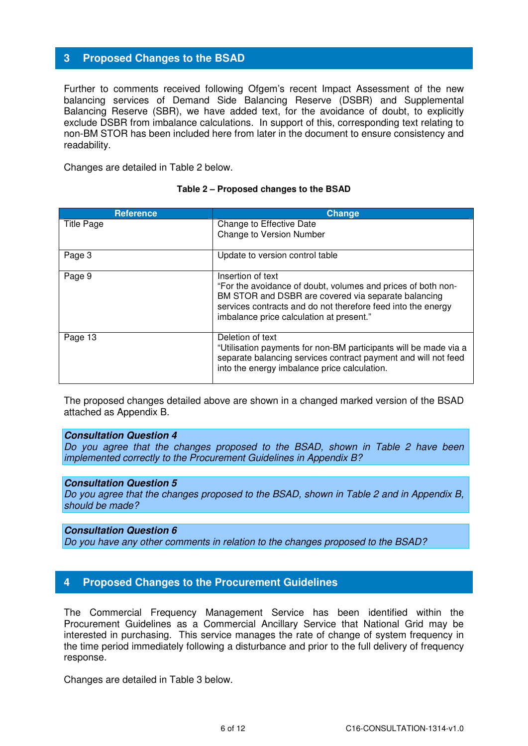## 3 Proposed Changes to the BSAD

Further to comments received following Ofgem's recent Impact Assessment of the new balancing services of Demand Side Balancing Reserve (DSBR) and Supplemental Balancing Reserve (SBR), we have added text, for the avoidance of doubt, to explicitly exclude DSBR from imbalance calculations. In support of this, corresponding text relating to non-BM STOR has been included here from later in the document to ensure consistency and readability.

Changes are detailed in Table 2 below.

**Table 2 – Proposed changes to the BSAD**

| Reference | Change |
|---|---|
| Title Page | Change to Effective Date<br>Change to Version Number |
| Page 3 | Update to version control table |
| Page 9 | Insertion of text<br>"For the avoidance of doubt, volumes and prices of both non-BM STOR and DSBR are covered via separate balancing services contracts and do not therefore feed into the energy imbalance price calculation at present." |
| Page 13 | Deletion of text<br>"Utilisation payments for non-BM participants will be made via a separate balancing services contract payment and will not feed into the energy imbalance price calculation. |

The proposed changes detailed above are shown in a changed marked version of the BSAD attached as Appendix B.

> ***Consultation Question 4***
> *Do you agree that the changes proposed to the BSAD, shown in Table 2 have been implemented correctly to the Procurement Guidelines in Appendix B?*

> ***Consultation Question 5***
> *Do you agree that the changes proposed to the BSAD, shown in Table 2 and in Appendix B, should be made?*

> ***Consultation Question 6***
> *Do you have any other comments in relation to the changes proposed to the BSAD?*

## 4 Proposed Changes to the Procurement Guidelines

The Commercial Frequency Management Service has been identified within the Procurement Guidelines as a Commercial Ancillary Service that National Grid may be interested in purchasing. This service manages the rate of change of system frequency in the time period immediately following a disturbance and prior to the full delivery of frequency response.

Changes are detailed in Table 3 below.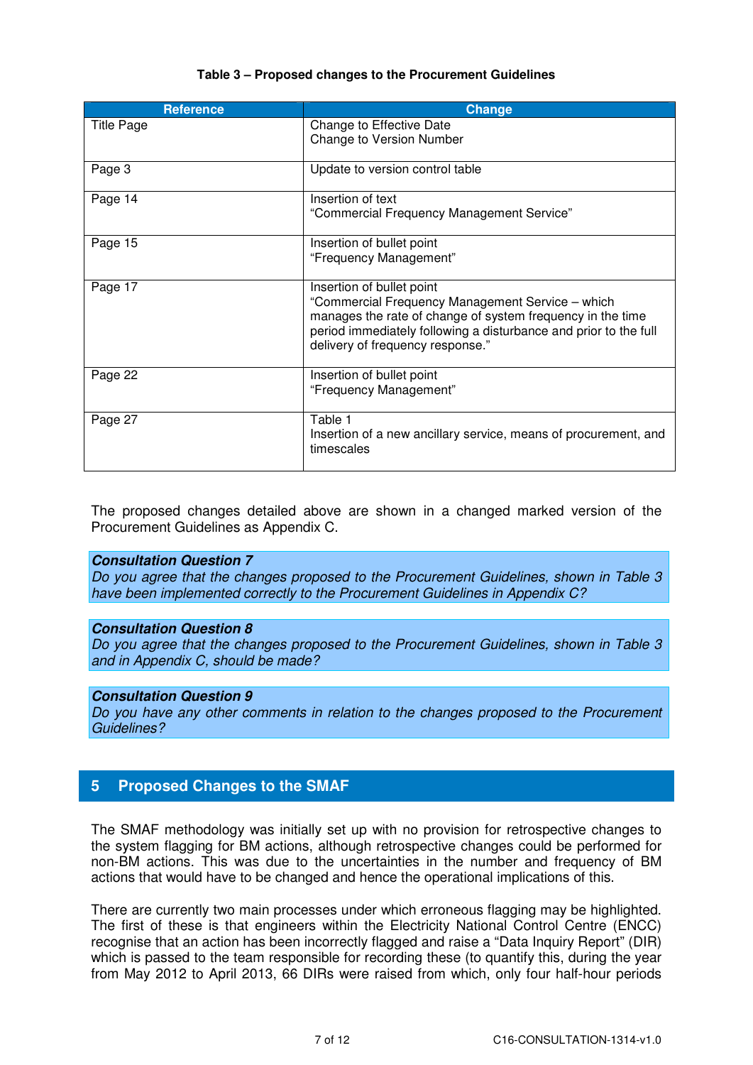**Table 3 – Proposed changes to the Procurement Guidelines**

| Reference | Change |
|---|---|
| Title Page | Change to Effective Date<br>Change to Version Number |
| Page 3 | Update to version control table |
| Page 14 | Insertion of text<br>"Commercial Frequency Management Service" |
| Page 15 | Insertion of bullet point<br>"Frequency Management" |
| Page 17 | Insertion of bullet point<br>"Commercial Frequency Management Service – which manages the rate of change of system frequency in the time period immediately following a disturbance and prior to the full delivery of frequency response." |
| Page 22 | Insertion of bullet point<br>"Frequency Management" |
| Page 27 | Table 1<br>Insertion of a new ancillary service, means of procurement, and timescales |

The proposed changes detailed above are shown in a changed marked version of the Procurement Guidelines as Appendix C.

***Consultation Question 7***
*Do you agree that the changes proposed to the Procurement Guidelines, shown in Table 3 have been implemented correctly to the Procurement Guidelines in Appendix C?*

***Consultation Question 8***
*Do you agree that the changes proposed to the Procurement Guidelines, shown in Table 3 and in Appendix C, should be made?*

***Consultation Question 9***
*Do you have any other comments in relation to the changes proposed to the Procurement Guidelines?*

## 5 Proposed Changes to the SMAF

The SMAF methodology was initially set up with no provision for retrospective changes to the system flagging for BM actions, although retrospective changes could be performed for non-BM actions. This was due to the uncertainties in the number and frequency of BM actions that would have to be changed and hence the operational implications of this.

There are currently two main processes under which erroneous flagging may be highlighted. The first of these is that engineers within the Electricity National Control Centre (ENCC) recognise that an action has been incorrectly flagged and raise a "Data Inquiry Report" (DIR) which is passed to the team responsible for recording these (to quantify this, during the year from May 2012 to April 2013, 66 DIRs were raised from which, only four half-hour periods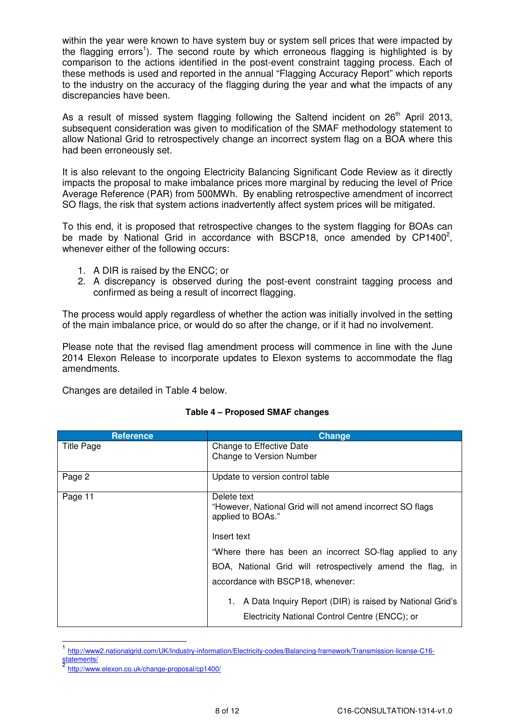within the year were known to have system buy or system sell prices that were impacted by the flagging errors[1]). The second route by which erroneous flagging is highlighted is by comparison to the actions identified in the post-event constraint tagging process. Each of these methods is used and reported in the annual "Flagging Accuracy Report" which reports to the industry on the accuracy of the flagging during the year and what the impacts of any discrepancies have been.

As a result of missed system flagging following the Saltend incident on 26th April 2013, subsequent consideration was given to modification of the SMAF methodology statement to allow National Grid to retrospectively change an incorrect system flag on a BOA where this had been erroneously set.

It is also relevant to the ongoing Electricity Balancing Significant Code Review as it directly impacts the proposal to make imbalance prices more marginal by reducing the level of Price Average Reference (PAR) from 500MWh. By enabling retrospective amendment of incorrect SO flags, the risk that system actions inadvertently affect system prices will be mitigated.

To this end, it is proposed that retrospective changes to the system flagging for BOAs can be made by National Grid in accordance with BSCP18, once amended by CP1400[2], whenever either of the following occurs:

1. A DIR is raised by the ENCC; or
2. A discrepancy is observed during the post-event constraint tagging process and confirmed as being a result of incorrect flagging.

The process would apply regardless of whether the action was initially involved in the setting of the main imbalance price, or would do so after the change, or if it had no involvement.

Please note that the revised flag amendment process will commence in line with the June 2014 Elexon Release to incorporate updates to Elexon systems to accommodate the flag amendments.

Changes are detailed in Table 4 below.

**Table 4 – Proposed SMAF changes**

| Reference | Change |
|---|---|
| Title Page | Change to Effective Date<br>Change to Version Number |
| Page 2 | Update to version control table |
| Page 11 | Delete text<br>"However, National Grid will not amend incorrect SO flags applied to BOAs."<br><br>Insert text<br>"Where there has been an incorrect SO-flag applied to any BOA, National Grid will retrospectively amend the flag, in accordance with BSCP18, whenever:<br>1. A Data Inquiry Report (DIR) is raised by National Grid's Electricity National Control Centre (ENCC); or |

[1] http://www2.nationalgrid.com/UK/Industry-information/Electricity-codes/Balancing-framework/Transmission-license-C16-statements/

[2] http://www.elexon.co.uk/change-proposal/cp1400/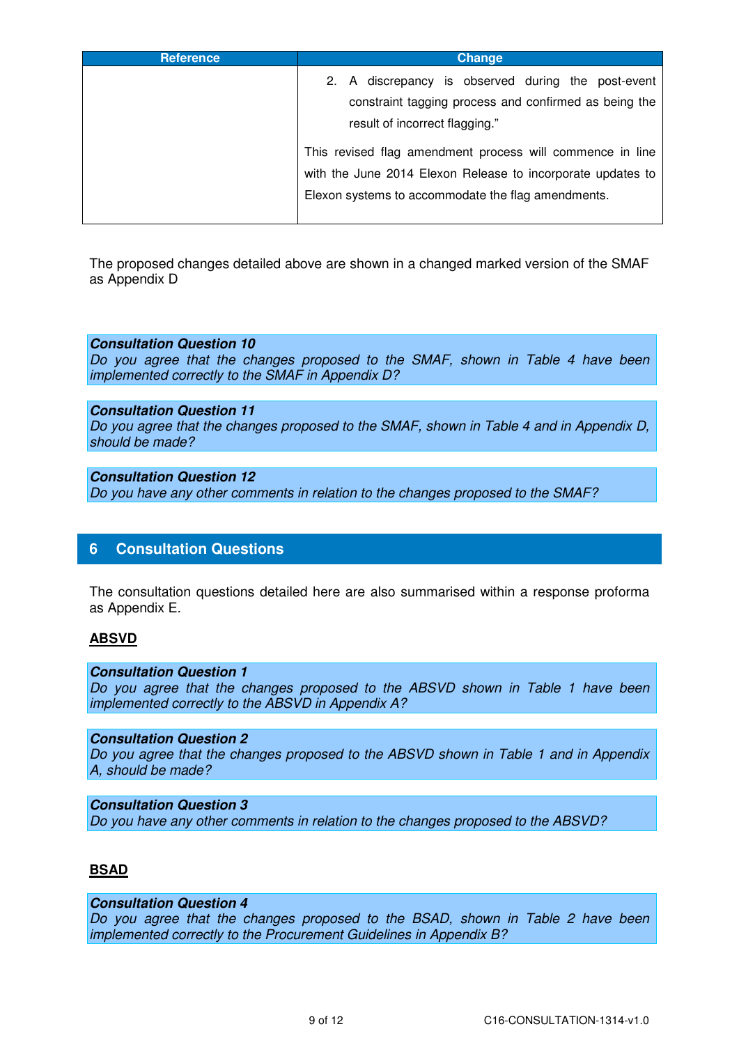| Reference | Change |
|---|---|
| | 2. A discrepancy is observed during the post-event constraint tagging process and confirmed as being the result of incorrect flagging."<br><br>This revised flag amendment process will commence in line with the June 2014 Elexon Release to incorporate updates to Elexon systems to accommodate the flag amendments. |

The proposed changes detailed above are shown in a changed marked version of the SMAF as Appendix D

***Consultation Question 10***
*Do you agree that the changes proposed to the SMAF, shown in Table 4 have been implemented correctly to the SMAF in Appendix D?*

***Consultation Question 11***
*Do you agree that the changes proposed to the SMAF, shown in Table 4 and in Appendix D, should be made?*

***Consultation Question 12***
*Do you have any other comments in relation to the changes proposed to the SMAF?*

## 6 Consultation Questions

The consultation questions detailed here are also summarised within a response proforma as Appendix E.

**ABSVD**

***Consultation Question 1***
*Do you agree that the changes proposed to the ABSVD shown in Table 1 have been implemented correctly to the ABSVD in Appendix A?*

***Consultation Question 2***
*Do you agree that the changes proposed to the ABSVD shown in Table 1 and in Appendix A, should be made?*

***Consultation Question 3***
*Do you have any other comments in relation to the changes proposed to the ABSVD?*

**BSAD**

***Consultation Question 4***
*Do you agree that the changes proposed to the BSAD, shown in Table 2 have been implemented correctly to the Procurement Guidelines in Appendix B?*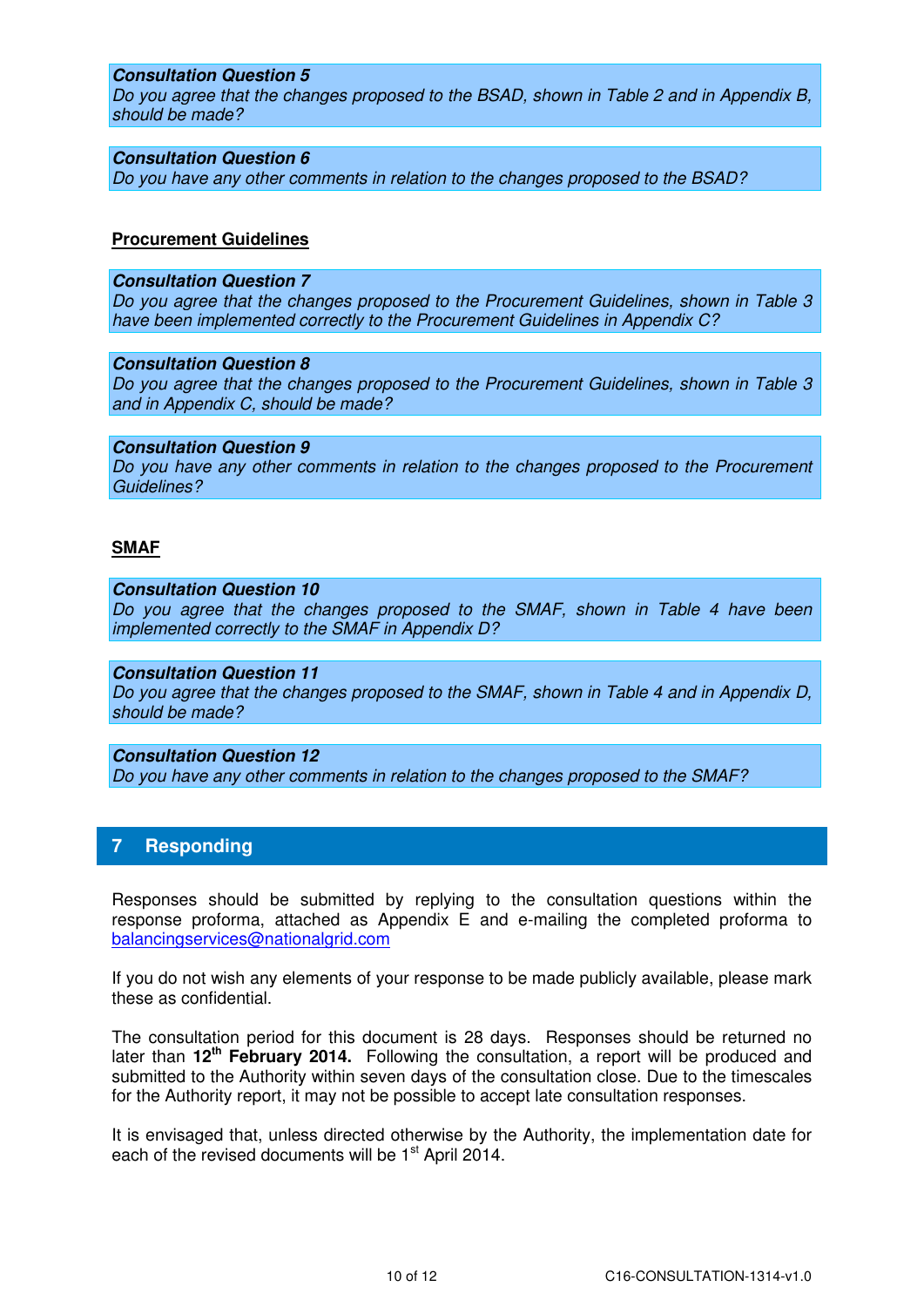***Consultation Question 5***
*Do you agree that the changes proposed to the BSAD, shown in Table 2 and in Appendix B, should be made?*

***Consultation Question 6***
*Do you have any other comments in relation to the changes proposed to the BSAD?*

**Procurement Guidelines**

***Consultation Question 7***
*Do you agree that the changes proposed to the Procurement Guidelines, shown in Table 3 have been implemented correctly to the Procurement Guidelines in Appendix C?*

***Consultation Question 8***
*Do you agree that the changes proposed to the Procurement Guidelines, shown in Table 3 and in Appendix C, should be made?*

***Consultation Question 9***
*Do you have any other comments in relation to the changes proposed to the Procurement Guidelines?*

**SMAF**

***Consultation Question 10***
*Do you agree that the changes proposed to the SMAF, shown in Table 4 have been implemented correctly to the SMAF in Appendix D?*

***Consultation Question 11***
*Do you agree that the changes proposed to the SMAF, shown in Table 4 and in Appendix D, should be made?*

***Consultation Question 12***
*Do you have any other comments in relation to the changes proposed to the SMAF?*

## 7 Responding

Responses should be submitted by replying to the consultation questions within the response proforma, attached as Appendix E and e-mailing the completed proforma to balancingservices@nationalgrid.com

If you do not wish any elements of your response to be made publicly available, please mark these as confidential.

The consultation period for this document is 28 days. Responses should be returned no later than **12th February 2014.** Following the consultation, a report will be produced and submitted to the Authority within seven days of the consultation close. Due to the timescales for the Authority report, it may not be possible to accept late consultation responses.

It is envisaged that, unless directed otherwise by the Authority, the implementation date for each of the revised documents will be 1st April 2014.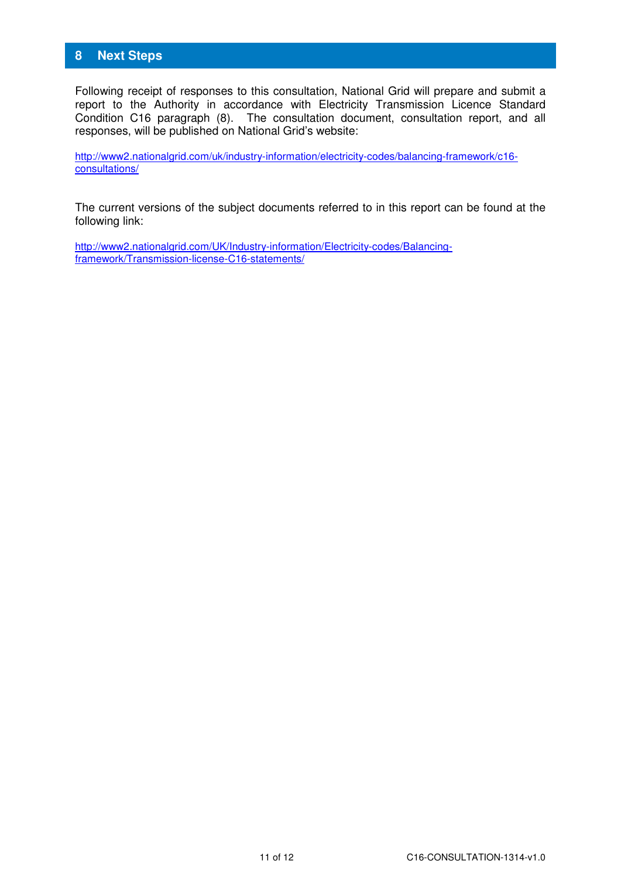## 8 Next Steps

Following receipt of responses to this consultation, National Grid will prepare and submit a report to the Authority in accordance with Electricity Transmission Licence Standard Condition C16 paragraph (8). The consultation document, consultation report, and all responses, will be published on National Grid's website:

http://www2.nationalgrid.com/uk/industry-information/electricity-codes/balancing-framework/c16-consultations/

The current versions of the subject documents referred to in this report can be found at the following link:

http://www2.nationalgrid.com/UK/Industry-information/Electricity-codes/Balancing-framework/Transmission-license-C16-statements/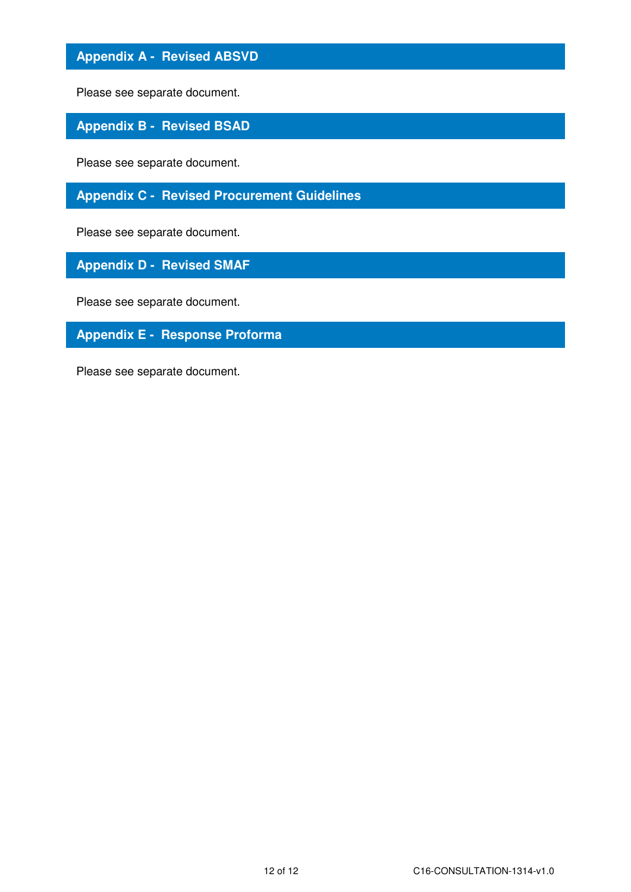## Appendix A - Revised ABSVD

Please see separate document.

## Appendix B - Revised BSAD

Please see separate document.

## Appendix C - Revised Procurement Guidelines

Please see separate document.

## Appendix D - Revised SMAF

Please see separate document.

## Appendix E - Response Proforma

Please see separate document.